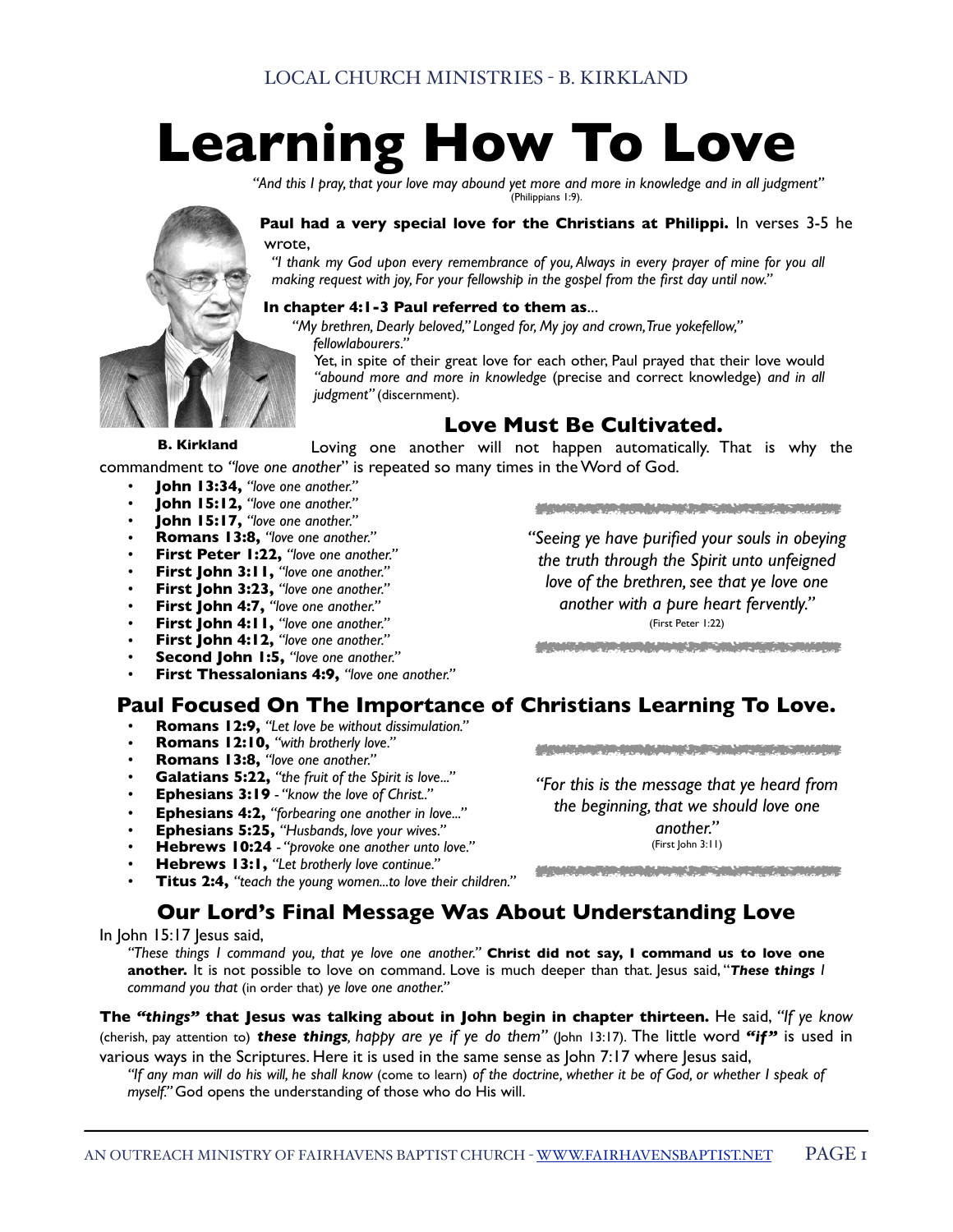# Learning How To Love

*"And this I pray, that your love may abound yet more and more in knowledge and in all judgment"* (Philippians 1:9).

**Paul had a very special love for the Christians at Philippi.** In verses 3-5 he wrote,

*"I thank my God upon every remembrance of you, Always in every prayer of mine for you all making request with joy, For your fellowship in the gospel from the first day until now."*

**In chapter 4:1-3 Paul referred to them as**...

*"My brethren, Dearly beloved," Longed for, My joy and crown, True yokefellow," fellowlabourers."*

Yet, in spite of their great love for each other, Paul prayed that their love would *"abound more and more in knowledge* (precise and correct knowledge) *and in all judgment"* (discernment).

**B. Kirkland**

## Love Must Be Cultivated.

Loving one another will not happen automatically. That is why the commandment to *"love one another*" is repeated so many times in the Word of God.

- **John 13:34,** *"love one another."*
- **John 15:12,** *"love one another."*
- **John 15:17,** *"love one another."*
- **Romans 13:8,** *"love one another."*
- **First Peter 1:22,** *"love one another."*
- **First John 3:11,** *"love one another."*
- **First John 3:23,** *"love one another."*
- **First John 4:7,** *"love one another."*
- **First John 4:11,** *"love one another."*
- **First John 4:12,** *"love one another."*
- **Second John 1:5,** *"love one another."*
- **First Thessalonians 4:9,** *"love one another."*

*"Seeing ye have purified your souls in obeying the truth through the Spirit unto unfeigned love of the brethren, see that ye love one another with a pure heart fervently."* (First Peter 1:22)

## Paul Focused On The Importance of Christians Learning To Love.

- **Romans 12:9,** *"Let love be without dissimulation."*
- **Romans 12:10,** *"with brotherly love."*
- **Romans 13:8,** *"love one another."*
- **Galatians 5:22,** *"the fruit of the Spirit is love..."*
- **Ephesians 3:19** - *"know the love of Christ.."*
- **Ephesians 4:2,** *"forbearing one another in love..."*
- **Ephesians 5:25,** *"Husbands, love your wives."*
- **Hebrews 10:24** - *"provoke one another unto love."*
- **Hebrews 13:1,** *"Let brotherly love continue."*
- **Titus 2:4,** *"teach the young women...to love their children."*

*"For this is the message that ye heard from the beginning, that we should love one another."* (First John 3:11)

## Our Lord's Final Message Was About Understanding Love

In John 15:17 Jesus said,

*"These things I command you, that ye love one another."* **Christ did not say, I command us to love one another.** It is not possible to love on command. Love is much deeper than that. Jesus said, "***These things** I command you that* (in order that) *ye love one another."*

**The *"things"* that Jesus was talking about in John begin in chapter thirteen.** He said, *"If ye know* (cherish, pay attention to) ***these things**, happy are ye if ye do them"* (John 13:17). The little word ***"if"*** is used in various ways in the Scriptures. Here it is used in the same sense as John 7:17 where Jesus said,

*"If any man will do his will, he shall know* (come to learn) *of the doctrine, whether it be of God, or whether I speak of myself."* God opens the understanding of those who do His will.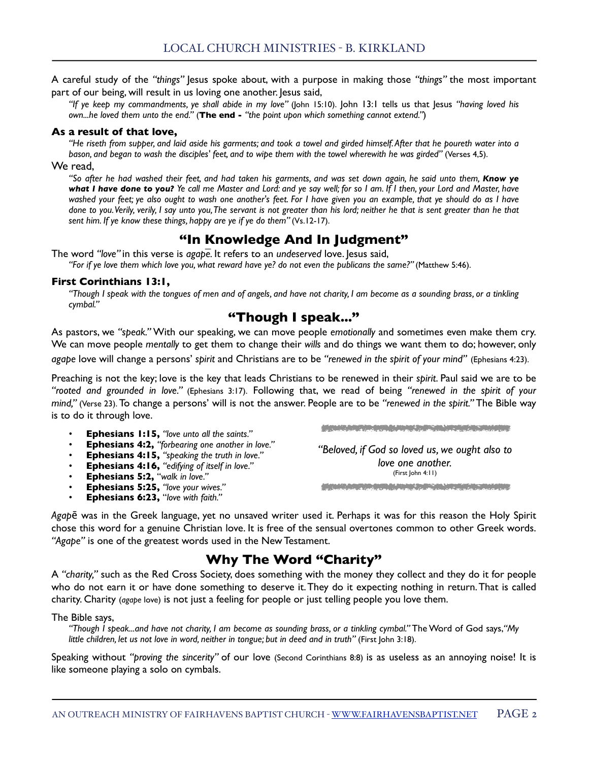A careful study of the *"things"* Jesus spoke about, with a purpose in making those *"things"* the most important part of our being, will result in us loving one another. Jesus said,

> *"If ye keep my commandments, ye shall abide in my love"* (John 15:10). John 13:1 tells us that Jesus *"having loved his own...he loved them unto the end."* (**The end -** *"the point upon which something cannot extend."*)

**As a result of that love,**

> *"He riseth from supper, and laid aside his garments; and took a towel and girded himself. After that he poureth water into a bason, and began to wash the disciples' feet, and to wipe them with the towel wherewith he was girded"* (Verses 4,5).

We read,

> *"So after he had washed their feet, and had taken his garments, and was set down again, he said unto them, **Know ye what I have done to you?** Ye call me Master and Lord: and ye say well; for so I am. If I then, your Lord and Master, have washed your feet; ye also ought to wash one another's feet. For I have given you an example, that ye should do as I have done to you. Verily, verily, I say unto you, The servant is not greater than his lord; neither he that is sent greater than he that sent him. If ye know these things, happy are ye if ye do them"* (Vs.12-17).

## "In Knowledge And In Judgment"

The word *"love"* in this verse is *agapē*. It refers to an *undeserved* love. Jesus said,

> *"For if ye love them which love you, what reward have ye? do not even the publicans the same?"* (Matthew 5:46).

**First Corinthians 13:1,**

> *"Though I speak with the tongues of men and of angels, and have not charity, I am become as a sounding brass, or a tinkling cymbal."*

## "Though I speak..."

As pastors, we *"speak."* With our speaking, we can move people *emotionally* and sometimes even make them cry. We can move people *mentally* to get them to change their *wills* and do things we want them to do; however, only *agape* love will change a persons' *spirit* and Christians are to be *"renewed in the spirit of your mind"* (Ephesians 4:23).

Preaching is not the key; love is the key that leads Christians to be renewed in their *spirit*. Paul said we are to be *"rooted and grounded in love."* (Ephesians 3:17). Following that, we read of being *"renewed in the spirit of your mind,"* (Verse 23). To change a persons' will is not the answer. People are to be *"renewed in the spirit."* The Bible way is to do it through love.

- **Ephesians 1:15,** *"love unto all the saints."*
- **Ephesians 4:2,** *"forbearing one another in love."*
- **Ephesians 4:15,** *"speaking the truth in love."*
- **Ephesians 4:16,** *"edifying of itself in love."*
- **Ephesians 5:2,** *"walk in love."*
- **Ephesians 5:25,** *"love your wives."*
- **Ephesians 6:23,** *"love with faith."*

> *"Beloved, if God so loved us, we ought also to love one another.*
> (First John 4:11)

*Agapē* was in the Greek language, yet no unsaved writer used it. Perhaps it was for this reason the Holy Spirit chose this word for a genuine Christian love. It is free of the sensual overtones common to other Greek words. *"Agape"* is one of the greatest words used in the New Testament.

## Why The Word "Charity"

A *"charity,"* such as the Red Cross Society, does something with the money they collect and they do it for people who do not earn it or have done something to deserve it. They do it expecting nothing in return. That is called charity. Charity (*agape* love) is not just a feeling for people or just telling people you love them.

The Bible says,

> *"Though I speak...and have not charity, I am become as sounding brass, or a tinkling cymbal."* The Word of God says, *"My little children, let us not love in word, neither in tongue; but in deed and in truth"* (First John 3:18).

Speaking without *"proving the sincerity"* of our love (Second Corinthians 8:8) is as useless as an annoying noise! It is like someone playing a solo on cymbals.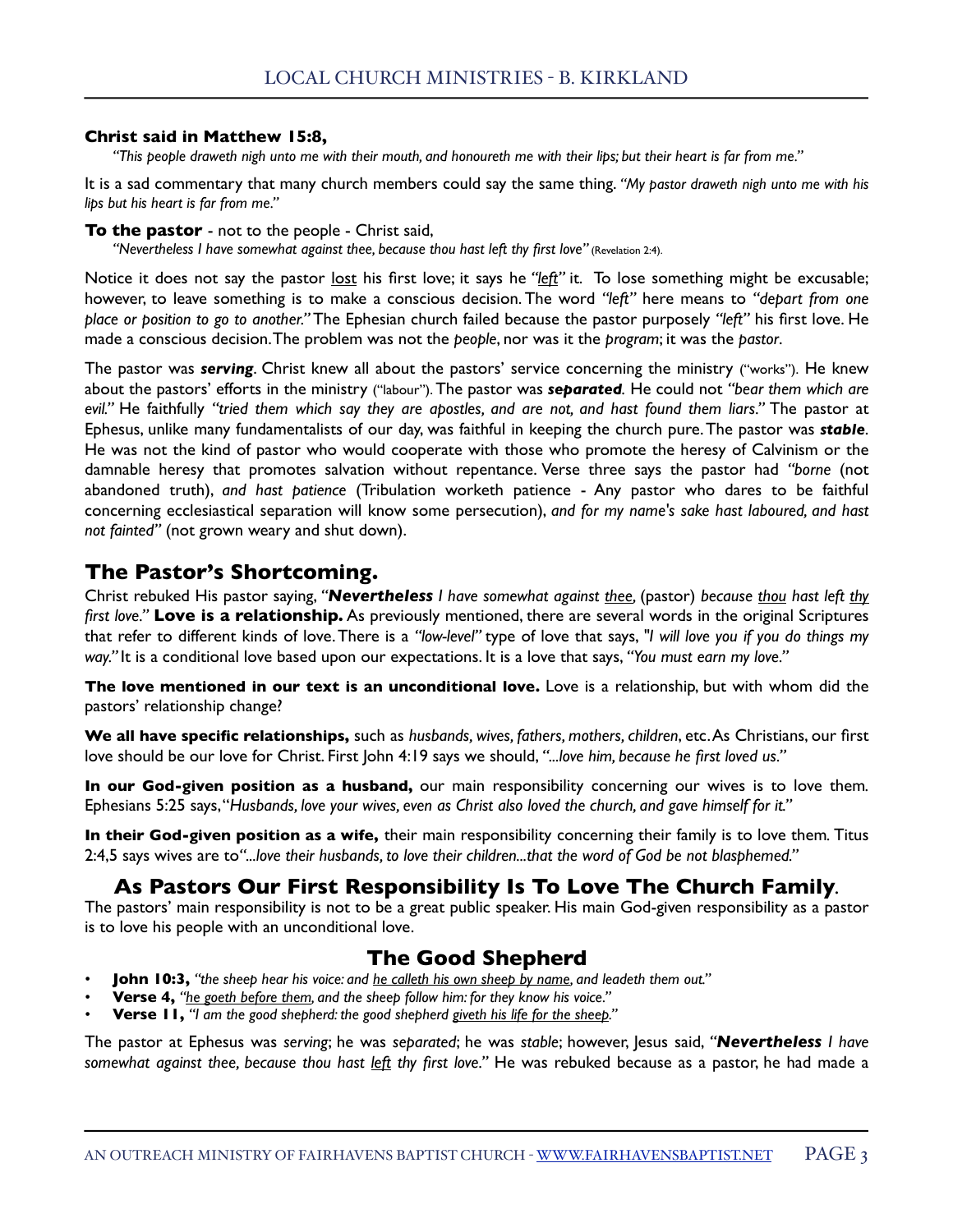**Christ said in Matthew 15:8,**

*"This people draweth nigh unto me with their mouth, and honoureth me with their lips; but their heart is far from me."*

It is a sad commentary that many church members could say the same thing. *"My pastor draweth nigh unto me with his lips but his heart is far from me."*

**To the pastor** - not to the people - Christ said,

*"Nevertheless I have somewhat against thee, because thou hast left thy first love"* (Revelation 2:4).

Notice it does not say the pastor <u>lost</u> his first love; it says he *"<u>left</u>"* it. To lose something might be excusable; however, to leave something is to make a conscious decision. The word *"left"* here means to *"depart from one place or position to go to another."* The Ephesian church failed because the pastor purposely *"left"* his first love. He made a conscious decision. The problem was not the *people*, nor was it the *program*; it was the *pastor*.

The pastor was ***serving***. Christ knew all about the pastors' service concerning the ministry ("works"). He knew about the pastors' efforts in the ministry ("labour"). The pastor was ***separated***. He could not *"bear them which are evil."* He faithfully *"tried them which say they are apostles, and are not, and hast found them liars."* The pastor at Ephesus, unlike many fundamentalists of our day, was faithful in keeping the church pure. The pastor was ***stable***. He was not the kind of pastor who would cooperate with those who promote the heresy of Calvinism or the damnable heresy that promotes salvation without repentance. Verse three says the pastor had *"borne* (not abandoned truth), *and hast patience* (Tribulation worketh patience - Any pastor who dares to be faithful concerning ecclesiastical separation will know some persecution), *and for my name's sake hast laboured, and hast not fainted"* (not grown weary and shut down).

## The Pastor's Shortcoming.

Christ rebuked His pastor saying, *"**Nevertheless** I have somewhat against <u>thee</u>,* (pastor) *because <u>thou</u> hast left <u>thy</u> first love."* **Love is a relationship.** As previously mentioned, there are several words in the original Scriptures that refer to different kinds of love. There is a *"low-level"* type of love that says, *"I will love you if you do things my way."* It is a conditional love based upon our expectations. It is a love that says, *"You must earn my love."*

**The love mentioned in our text is an unconditional love.** Love is a relationship, but with whom did the pastors' relationship change?

**We all have specific relationships,** such as *husbands, wives, fathers, mothers, children*, etc. As Christians, our first love should be our love for Christ. First John 4:19 says we should, *"...love him, because he first loved us."*

**In our God-given position as a husband,** our main responsibility concerning our wives is to love them. Ephesians 5:25 says, *"Husbands, love your wives, even as Christ also loved the church, and gave himself for it."*

**In their God-given position as a wife,** their main responsibility concerning their family is to love them. Titus 2:4,5 says wives are to *"...love their husbands, to love their children...that the word of God be not blasphemed."*

## As Pastors Our First Responsibility Is To Love The Church Family.

The pastors' main responsibility is not to be a great public speaker. His main God-given responsibility as a pastor is to love his people with an unconditional love.

## The Good Shepherd

- **John 10:3,** *"the sheep hear his voice: and <u>he calleth his own sheep by name</u>, and leadeth them out."*
- **Verse 4,** *"<u>he goeth before them</u>, and the sheep follow him: for they know his voice."*
- **Verse 11,** *"I am the good shepherd: the good shepherd <u>giveth his life for the sheep</u>."*

The pastor at Ephesus was *serving*; he was *separated*; he was *stable*; however, Jesus said, *"**Nevertheless** I have somewhat against thee, because thou hast <u>left</u> thy first love."* He was rebuked because as a pastor, he had made a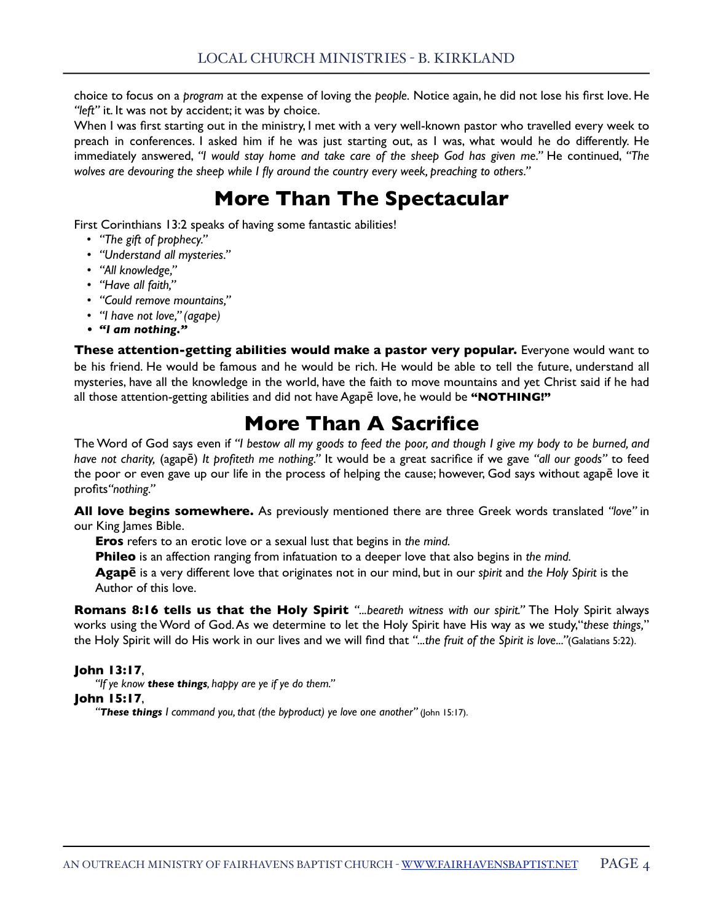choice to focus on a *program* at the expense of loving the *people.* Notice again, he did not lose his first love. He *"left"* it. It was not by accident; it was by choice.

When I was first starting out in the ministry, I met with a very well-known pastor who travelled every week to preach in conferences. I asked him if he was just starting out, as I was, what would he do differently. He immediately answered, *"I would stay home and take care of the sheep God has given me."* He continued, *"The wolves are devouring the sheep while I fly around the country every week, preaching to others."*

# More Than The Spectacular

First Corinthians 13:2 speaks of having some fantastic abilities!

- *"The gift of prophecy."*
- *"Understand all mysteries."*
- *"All knowledge,"*
- *"Have all faith,"*
- *"Could remove mountains,"*
- *"I have not love," (agape)*
- ***"I am nothing."***

**These attention-getting abilities would make a pastor very popular.** Everyone would want to be his friend. He would be famous and he would be rich. He would be able to tell the future, understand all mysteries, have all the knowledge in the world, have the faith to move mountains and yet Christ said if he had all those attention-getting abilities and did not have Agapē love, he would be **"NOTHING!"**

# More Than A Sacrifice

The Word of God says even if *"I bestow all my goods to feed the poor, and though I give my body to be burned, and have not charity,* (agapē) *It profiteth me nothing."* It would be a great sacrifice if we gave *"all our goods"* to feed the poor or even gave up our life in the process of helping the cause; however, God says without agapē love it profits*"nothing."*

**All love begins somewhere.** As previously mentioned there are three Greek words translated *"love"* in our King James Bible.

**Eros** refers to an erotic love or a sexual lust that begins in *the mind.*

**Phileo** is an affection ranging from infatuation to a deeper love that also begins in *the mind.*

**Agapē** is a very different love that originates not in our mind, but in our *spirit* and *the Holy Spirit* is the Author of this love.

**Romans 8:16 tells us that the Holy Spirit** *"...beareth witness with our spirit."* The Holy Spirit always works using the Word of God. As we determine to let the Holy Spirit have His way as we study,"*these things,*" the Holy Spirit will do His work in our lives and we will find that *"...the fruit of the Spirit is love..."*(Galatians 5:22).

**John 13:17**,

*"If ye know **these things**, happy are ye if ye do them."*

**John 15:17**,

*"**These things** I command you, that (the byproduct) ye love one another"* (John 15:17).